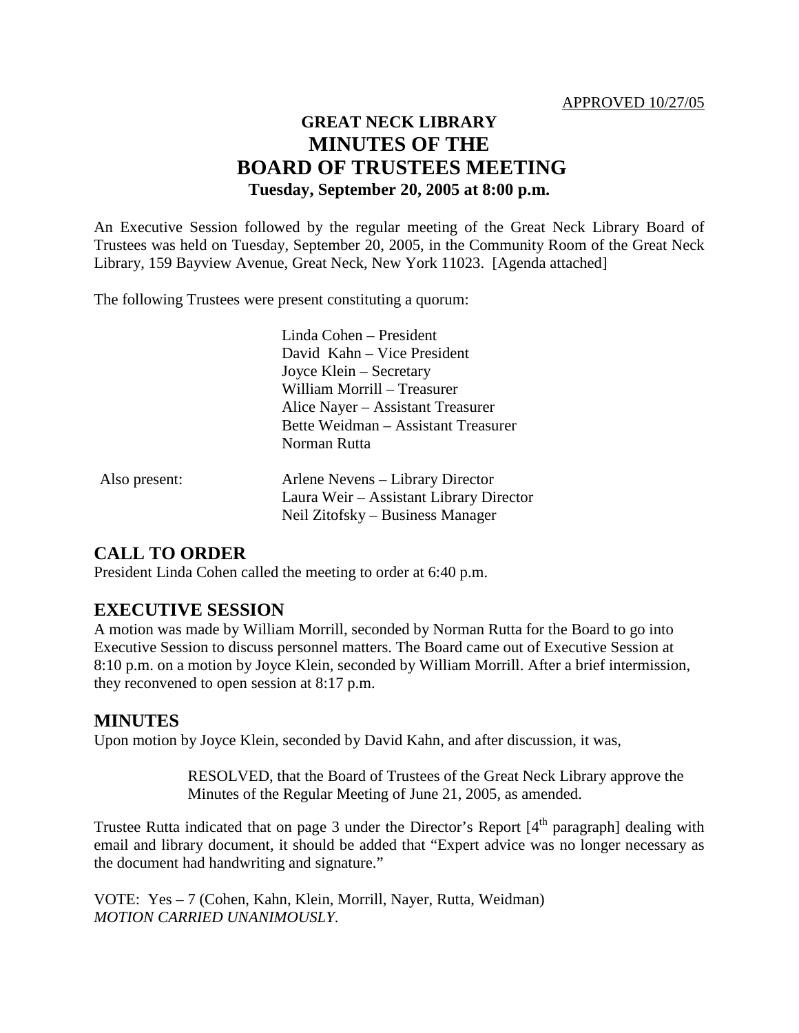APPROVED 10/27/05

# GREAT NECK LIBRARY
# MINUTES OF THE BOARD OF TRUSTEES MEETING
**Tuesday, September 20, 2005 at 8:00 p.m.**

An Executive Session followed by the regular meeting of the Great Neck Library Board of Trustees was held on Tuesday, September 20, 2005, in the Community Room of the Great Neck Library, 159 Bayview Avenue, Great Neck, New York 11023. [Agenda attached]

The following Trustees were present constituting a quorum:

Linda Cohen – President
David Kahn – Vice President
Joyce Klein – Secretary
William Morrill – Treasurer
Alice Nayer – Assistant Treasurer
Bette Weidman – Assistant Treasurer
Norman Rutta

Also present:
Arlene Nevens – Library Director
Laura Weir – Assistant Library Director
Neil Zitofsky – Business Manager

## CALL TO ORDER

President Linda Cohen called the meeting to order at 6:40 p.m.

## EXECUTIVE SESSION

A motion was made by William Morrill, seconded by Norman Rutta for the Board to go into Executive Session to discuss personnel matters. The Board came out of Executive Session at 8:10 p.m. on a motion by Joyce Klein, seconded by William Morrill. After a brief intermission, they reconvened to open session at 8:17 p.m.

## MINUTES

Upon motion by Joyce Klein, seconded by David Kahn, and after discussion, it was,

> RESOLVED, that the Board of Trustees of the Great Neck Library approve the Minutes of the Regular Meeting of June 21, 2005, as amended.

Trustee Rutta indicated that on page 3 under the Director's Report [4th paragraph] dealing with email and library document, it should be added that "Expert advice was no longer necessary as the document had handwriting and signature."

VOTE: Yes – 7 (Cohen, Kahn, Klein, Morrill, Nayer, Rutta, Weidman)
*MOTION CARRIED UNANIMOUSLY.*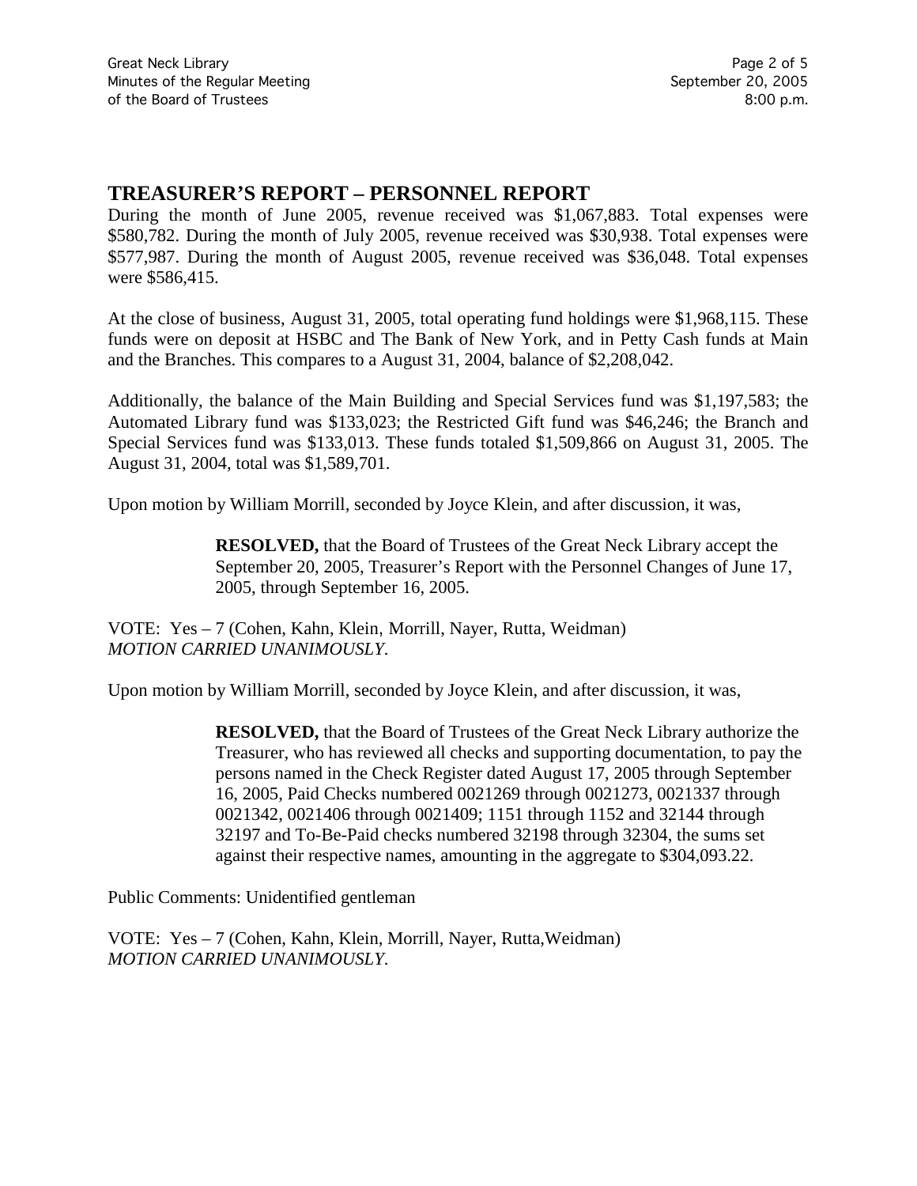## TREASURER'S REPORT – PERSONNEL REPORT

During the month of June 2005, revenue received was $1,067,883. Total expenses were $580,782. During the month of July 2005, revenue received was $30,938. Total expenses were $577,987. During the month of August 2005, revenue received was $36,048. Total expenses were $586,415.

At the close of business, August 31, 2005, total operating fund holdings were $1,968,115. These funds were on deposit at HSBC and The Bank of New York, and in Petty Cash funds at Main and the Branches. This compares to a August 31, 2004, balance of $2,208,042.

Additionally, the balance of the Main Building and Special Services fund was $1,197,583; the Automated Library fund was $133,023; the Restricted Gift fund was $46,246; the Branch and Special Services fund was $133,013. These funds totaled $1,509,866 on August 31, 2005. The August 31, 2004, total was $1,589,701.

Upon motion by William Morrill, seconded by Joyce Klein, and after discussion, it was,

> **RESOLVED,** that the Board of Trustees of the Great Neck Library accept the September 20, 2005, Treasurer's Report with the Personnel Changes of June 17, 2005, through September 16, 2005.

VOTE: Yes – 7 (Cohen, Kahn, Klein, Morrill, Nayer, Rutta, Weidman)
*MOTION CARRIED UNANIMOUSLY.*

Upon motion by William Morrill, seconded by Joyce Klein, and after discussion, it was,

> **RESOLVED,** that the Board of Trustees of the Great Neck Library authorize the Treasurer, who has reviewed all checks and supporting documentation, to pay the persons named in the Check Register dated August 17, 2005 through September 16, 2005, Paid Checks numbered 0021269 through 0021273, 0021337 through 0021342, 0021406 through 0021409; 1151 through 1152 and 32144 through 32197 and To-Be-Paid checks numbered 32198 through 32304, the sums set against their respective names, amounting in the aggregate to $304,093.22.

Public Comments: Unidentified gentleman

VOTE: Yes – 7 (Cohen, Kahn, Klein, Morrill, Nayer, Rutta,Weidman)
*MOTION CARRIED UNANIMOUSLY.*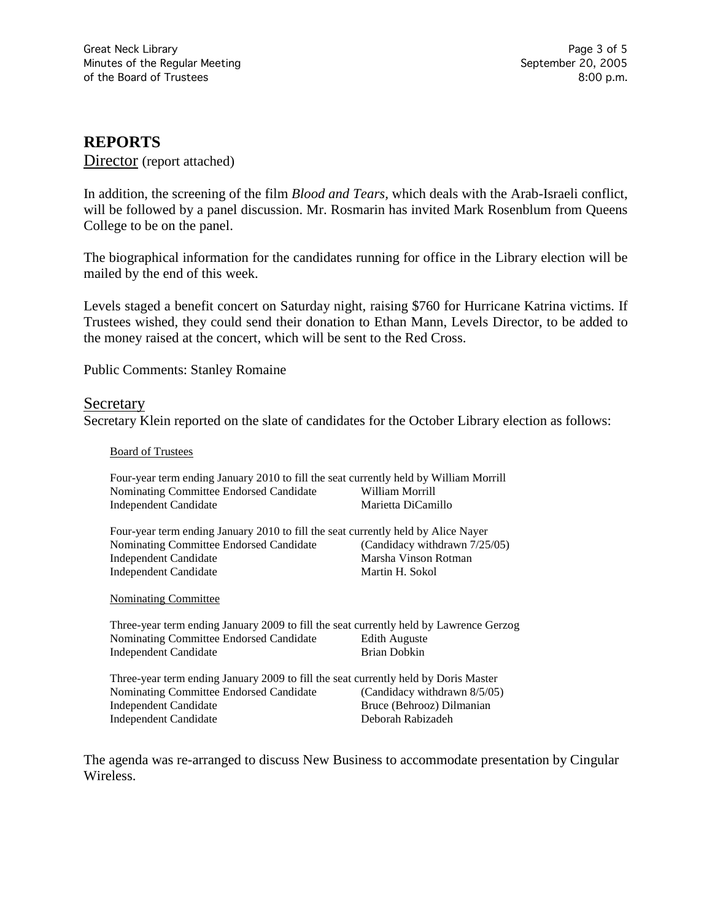## REPORTS

Director (report attached)

In addition, the screening of the film *Blood and Tears*, which deals with the Arab-Israeli conflict, will be followed by a panel discussion. Mr. Rosmarin has invited Mark Rosenblum from Queens College to be on the panel.

The biographical information for the candidates running for office in the Library election will be mailed by the end of this week.

Levels staged a benefit concert on Saturday night, raising $760 for Hurricane Katrina victims. If Trustees wished, they could send their donation to Ethan Mann, Levels Director, to be added to the money raised at the concert, which will be sent to the Red Cross.

Public Comments: Stanley Romaine

Secretary

Secretary Klein reported on the slate of candidates for the October Library election as follows:

Board of Trustees

Four-year term ending January 2010 to fill the seat currently held by William Morrill

| | |
|---|---|
| Nominating Committee Endorsed Candidate | William Morrill |
| Independent Candidate | Marietta DiCamillo |

Four-year term ending January 2010 to fill the seat currently held by Alice Nayer

| | |
|---|---|
| Nominating Committee Endorsed Candidate | (Candidacy withdrawn 7/25/05) |
| Independent Candidate | Marsha Vinson Rotman |
| Independent Candidate | Martin H. Sokol |

Nominating Committee

Three-year term ending January 2009 to fill the seat currently held by Lawrence Gerzog

| | |
|---|---|
| Nominating Committee Endorsed Candidate | Edith Auguste |
| Independent Candidate | Brian Dobkin |

Three-year term ending January 2009 to fill the seat currently held by Doris Master

| | |
|---|---|
| Nominating Committee Endorsed Candidate | (Candidacy withdrawn 8/5/05) |
| Independent Candidate | Bruce (Behrooz) Dilmanian |
| Independent Candidate | Deborah Rabizadeh |

The agenda was re-arranged to discuss New Business to accommodate presentation by Cingular Wireless.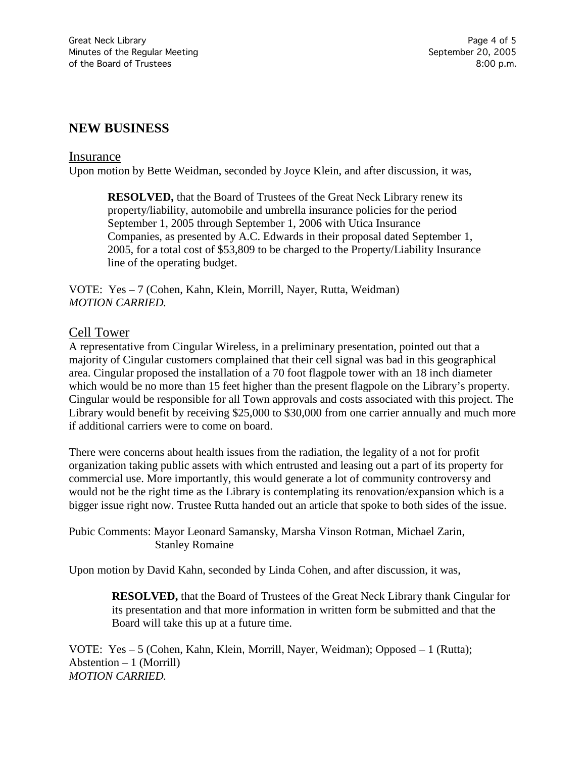## NEW BUSINESS

### Insurance

Upon motion by Bette Weidman, seconded by Joyce Klein, and after discussion, it was,

> **RESOLVED,** that the Board of Trustees of the Great Neck Library renew its property/liability, automobile and umbrella insurance policies for the period September 1, 2005 through September 1, 2006 with Utica Insurance Companies, as presented by A.C. Edwards in their proposal dated September 1, 2005, for a total cost of $53,809 to be charged to the Property/Liability Insurance line of the operating budget.

VOTE: Yes – 7 (Cohen, Kahn, Klein, Morrill, Nayer, Rutta, Weidman)
*MOTION CARRIED.*

### Cell Tower

A representative from Cingular Wireless, in a preliminary presentation, pointed out that a majority of Cingular customers complained that their cell signal was bad in this geographical area. Cingular proposed the installation of a 70 foot flagpole tower with an 18 inch diameter which would be no more than 15 feet higher than the present flagpole on the Library's property. Cingular would be responsible for all Town approvals and costs associated with this project. The Library would benefit by receiving $25,000 to $30,000 from one carrier annually and much more if additional carriers were to come on board.

There were concerns about health issues from the radiation, the legality of a not for profit organization taking public assets with which entrusted and leasing out a part of its property for commercial use. More importantly, this would generate a lot of community controversy and would not be the right time as the Library is contemplating its renovation/expansion which is a bigger issue right now. Trustee Rutta handed out an article that spoke to both sides of the issue.

Pubic Comments: Mayor Leonard Samansky, Marsha Vinson Rotman, Michael Zarin, Stanley Romaine

Upon motion by David Kahn, seconded by Linda Cohen, and after discussion, it was,

> **RESOLVED,** that the Board of Trustees of the Great Neck Library thank Cingular for its presentation and that more information in written form be submitted and that the Board will take this up at a future time.

VOTE: Yes – 5 (Cohen, Kahn, Klein, Morrill, Nayer, Weidman); Opposed – 1 (Rutta); Abstention – 1 (Morrill)
*MOTION CARRIED.*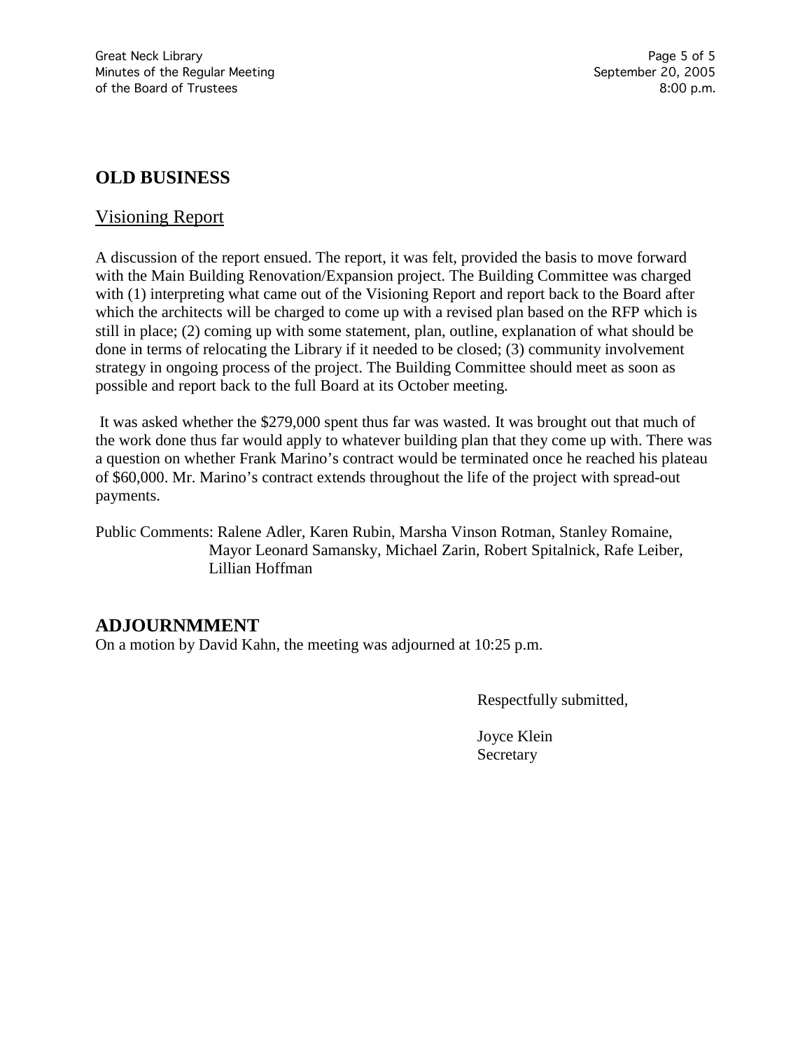## OLD BUSINESS

### Visioning Report

A discussion of the report ensued. The report, it was felt, provided the basis to move forward with the Main Building Renovation/Expansion project. The Building Committee was charged with (1) interpreting what came out of the Visioning Report and report back to the Board after which the architects will be charged to come up with a revised plan based on the RFP which is still in place; (2) coming up with some statement, plan, outline, explanation of what should be done in terms of relocating the Library if it needed to be closed; (3) community involvement strategy in ongoing process of the project. The Building Committee should meet as soon as possible and report back to the full Board at its October meeting.

It was asked whether the $279,000 spent thus far was wasted. It was brought out that much of the work done thus far would apply to whatever building plan that they come up with. There was a question on whether Frank Marino's contract would be terminated once he reached his plateau of $60,000. Mr. Marino's contract extends throughout the life of the project with spread-out payments.

Public Comments: Ralene Adler, Karen Rubin, Marsha Vinson Rotman, Stanley Romaine, Mayor Leonard Samansky, Michael Zarin, Robert Spitalnick, Rafe Leiber, Lillian Hoffman

## ADJOURNMMENT

On a motion by David Kahn, the meeting was adjourned at 10:25 p.m.

Respectfully submitted,

Joyce Klein
Secretary